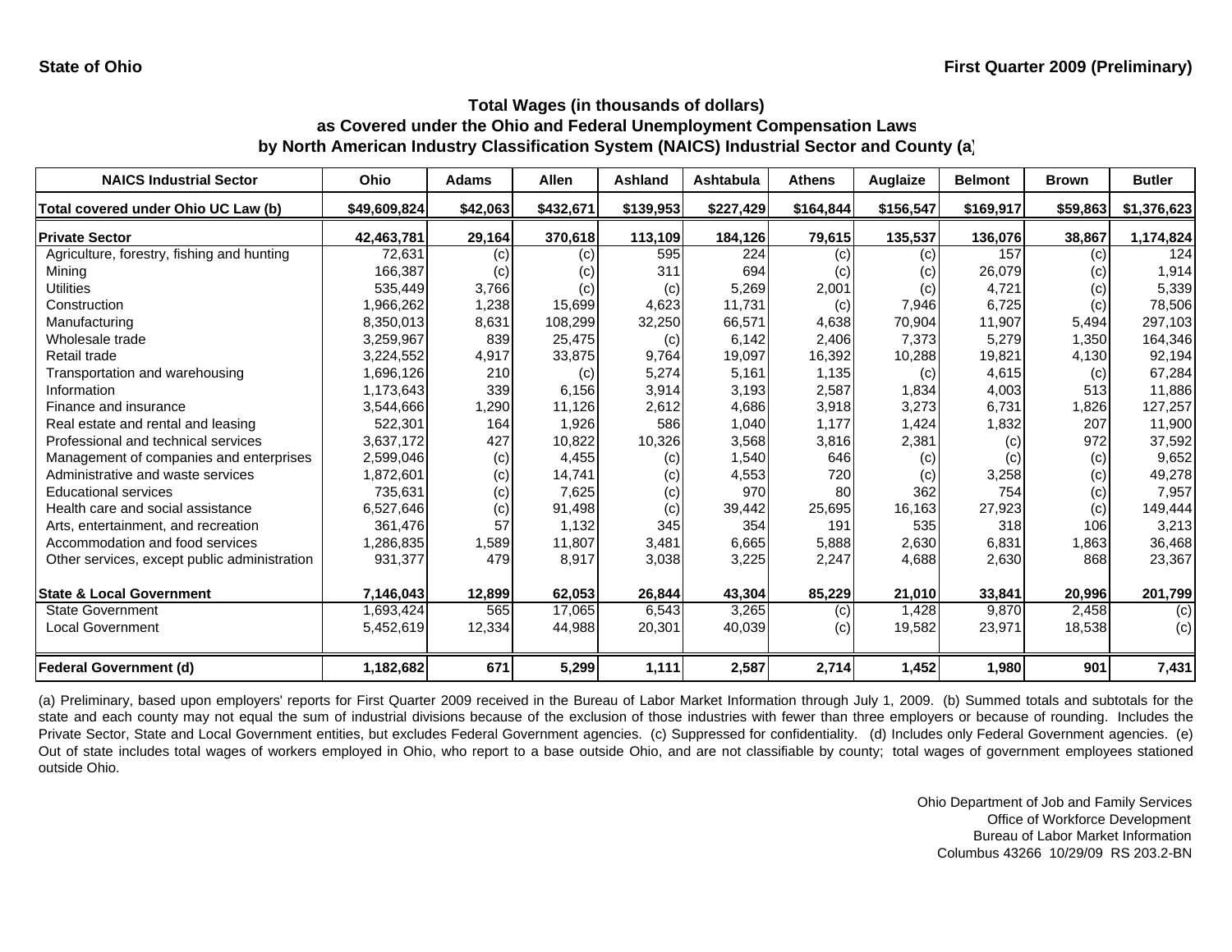State of Ohio | First Quarter 2009 (Preliminary)

## Total Wages (in thousands of dollars)
## as Covered under the Ohio and Federal Unemployment Compensation Laws
## by North American Industry Classification System (NAICS) Industrial Sector and County (a)

| NAICS Industrial Sector | Ohio | Adams | Allen | Ashland | Ashtabula | Athens | Auglaize | Belmont | Brown | Butler |
|---|---|---|---|---|---|---|---|---|---|---|
| **Total covered under Ohio UC Law (b)** | **$49,609,824** | **$42,063** | **$432,671** | **$139,953** | **$227,429** | **$164,844** | **$156,547** | **$169,917** | **$59,863** | **$1,376,623** |
| **Private Sector** | **42,463,781** | **29,164** | **370,618** | **113,109** | **184,126** | **79,615** | **135,537** | **136,076** | **38,867** | **1,174,824** |
| Agriculture, forestry, fishing and hunting | 72,631 | (c) | (c) | 595 | 224 | (c) | (c) | 157 | (c) | 124 |
| Mining | 166,387 | (c) | (c) | 311 | 694 | (c) | (c) | 26,079 | (c) | 1,914 |
| Utilities | 535,449 | 3,766 | (c) | (c) | 5,269 | 2,001 | (c) | 4,721 | (c) | 5,339 |
| Construction | 1,966,262 | 1,238 | 15,699 | 4,623 | 11,731 | (c) | 7,946 | 6,725 | (c) | 78,506 |
| Manufacturing | 8,350,013 | 8,631 | 108,299 | 32,250 | 66,571 | 4,638 | 70,904 | 11,907 | 5,494 | 297,103 |
| Wholesale trade | 3,259,967 | 839 | 25,475 | (c) | 6,142 | 2,406 | 7,373 | 5,279 | 1,350 | 164,346 |
| Retail trade | 3,224,552 | 4,917 | 33,875 | 9,764 | 19,097 | 16,392 | 10,288 | 19,821 | 4,130 | 92,194 |
| Transportation and warehousing | 1,696,126 | 210 | (c) | 5,274 | 5,161 | 1,135 | (c) | 4,615 | (c) | 67,284 |
| Information | 1,173,643 | 339 | 6,156 | 3,914 | 3,193 | 2,587 | 1,834 | 4,003 | 513 | 11,886 |
| Finance and insurance | 3,544,666 | 1,290 | 11,126 | 2,612 | 4,686 | 3,918 | 3,273 | 6,731 | 1,826 | 127,257 |
| Real estate and rental and leasing | 522,301 | 164 | 1,926 | 586 | 1,040 | 1,177 | 1,424 | 1,832 | 207 | 11,900 |
| Professional and technical services | 3,637,172 | 427 | 10,822 | 10,326 | 3,568 | 3,816 | 2,381 | (c) | 972 | 37,592 |
| Management of companies and enterprises | 2,599,046 | (c) | 4,455 | (c) | 1,540 | 646 | (c) | (c) | (c) | 9,652 |
| Administrative and waste services | 1,872,601 | (c) | 14,741 | (c) | 4,553 | 720 | (c) | 3,258 | (c) | 49,278 |
| Educational services | 735,631 | (c) | 7,625 | (c) | 970 | 80 | 362 | 754 | (c) | 7,957 |
| Health care and social assistance | 6,527,646 | (c) | 91,498 | (c) | 39,442 | 25,695 | 16,163 | 27,923 | (c) | 149,444 |
| Arts, entertainment, and recreation | 361,476 | 57 | 1,132 | 345 | 354 | 191 | 535 | 318 | 106 | 3,213 |
| Accommodation and food services | 1,286,835 | 1,589 | 11,807 | 3,481 | 6,665 | 5,888 | 2,630 | 6,831 | 1,863 | 36,468 |
| Other services, except public administration | 931,377 | 479 | 8,917 | 3,038 | 3,225 | 2,247 | 4,688 | 2,630 | 868 | 23,367 |
| **State & Local Government** | **7,146,043** | **12,899** | **62,053** | **26,844** | **43,304** | **85,229** | **21,010** | **33,841** | **20,996** | **201,799** |
| State Government | 1,693,424 | 565 | 17,065 | 6,543 | 3,265 | (c) | 1,428 | 9,870 | 2,458 | (c) |
| Local Government | 5,452,619 | 12,334 | 44,988 | 20,301 | 40,039 | (c) | 19,582 | 23,971 | 18,538 | (c) |
| **Federal Government (d)** | **1,182,682** | **671** | **5,299** | **1,111** | **2,587** | **2,714** | **1,452** | **1,980** | **901** | **7,431** |

(a) Preliminary, based upon employers' reports for First Quarter 2009 received in the Bureau of Labor Market Information through July 1, 2009. (b) Summed totals and subtotals for the state and each county may not equal the sum of industrial divisions because of the exclusion of those industries with fewer than three employers or because of rounding. Includes the Private Sector, State and Local Government entities, but excludes Federal Government agencies. (c) Suppressed for confidentiality. (d) Includes only Federal Government agencies. (e) Out of state includes total wages of workers employed in Ohio, who report to a base outside Ohio, and are not classifiable by county; total wages of government employees stationed outside Ohio.

Ohio Department of Job and Family Services
Office of Workforce Development
Bureau of Labor Market Information
Columbus 43266 10/29/09 RS 203.2-BN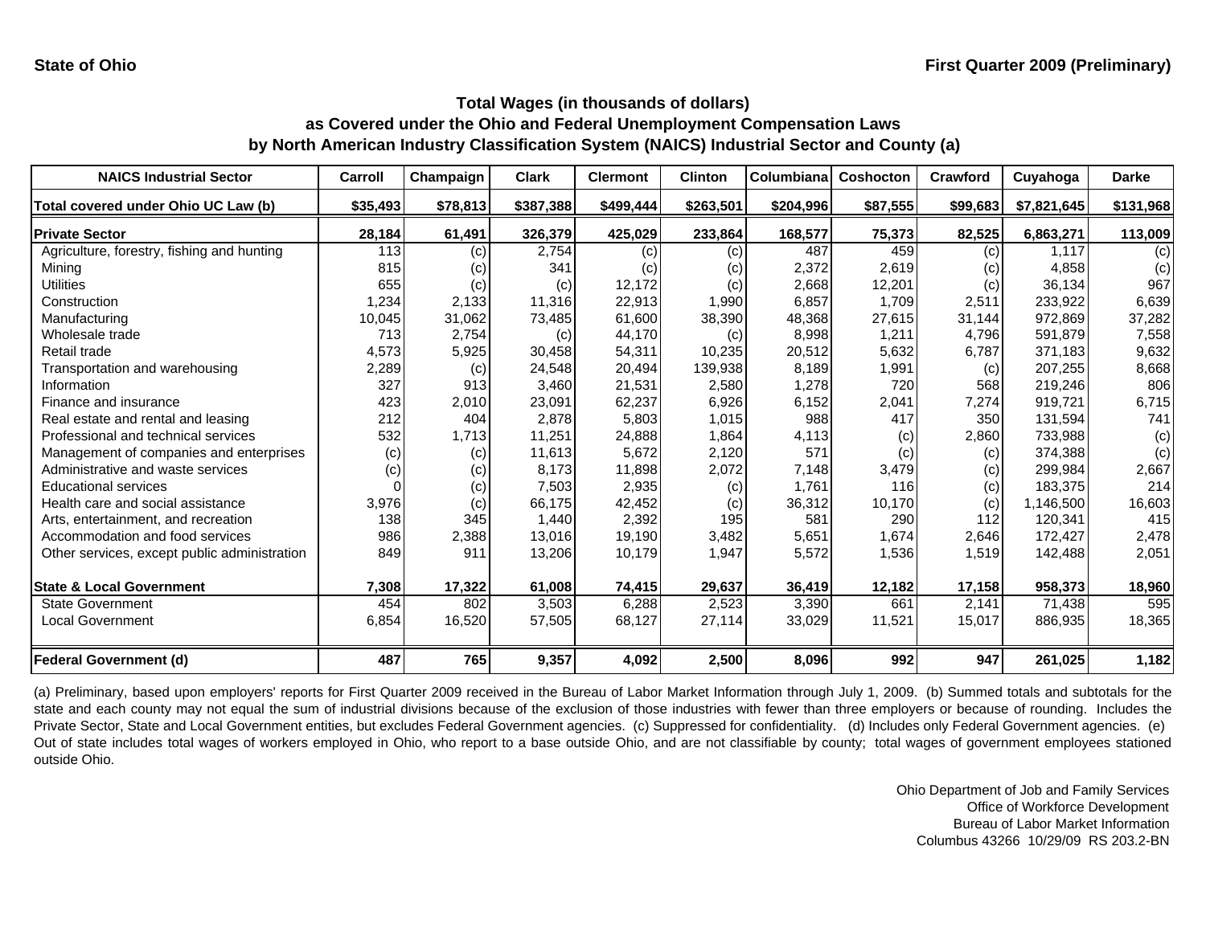State of Ohio

First Quarter 2009 (Preliminary)

## Total Wages (in thousands of dollars) as Covered under the Ohio and Federal Unemployment Compensation Laws by North American Industry Classification System (NAICS) Industrial Sector and County (a)

| NAICS Industrial Sector | Carroll | Champaign | Clark | Clermont | Clinton | Columbiana | Coshocton | Crawford | Cuyahoga | Darke |
|---|---|---|---|---|---|---|---|---|---|---|
| Total covered under Ohio UC Law (b) | $35,493 | $78,813 | $387,388 | $499,444 | $263,501 | $204,996 | $87,555 | $99,683 | $7,821,645 | $131,968 |
| **Private Sector** | 28,184 | 61,491 | 326,379 | 425,029 | 233,864 | 168,577 | 75,373 | 82,525 | 6,863,271 | 113,009 |
| Agriculture, forestry, fishing and hunting | 113 | (c) | 2,754 | (c) | (c) | 487 | 459 | (c) | 1,117 | (c) |
| Mining | 815 | (c) | 341 | (c) | (c) | 2,372 | 2,619 | (c) | 4,858 | (c) |
| Utilities | 655 | (c) | (c) | 12,172 | (c) | 2,668 | 12,201 | (c) | 36,134 | 967 |
| Construction | 1,234 | 2,133 | 11,316 | 22,913 | 1,990 | 6,857 | 1,709 | 2,511 | 233,922 | 6,639 |
| Manufacturing | 10,045 | 31,062 | 73,485 | 61,600 | 38,390 | 48,368 | 27,615 | 31,144 | 972,869 | 37,282 |
| Wholesale trade | 713 | 2,754 | (c) | 44,170 | (c) | 8,998 | 1,211 | 4,796 | 591,879 | 7,558 |
| Retail trade | 4,573 | 5,925 | 30,458 | 54,311 | 10,235 | 20,512 | 5,632 | 6,787 | 371,183 | 9,632 |
| Transportation and warehousing | 2,289 | (c) | 24,548 | 20,494 | 139,938 | 8,189 | 1,991 | (c) | 207,255 | 8,668 |
| Information | 327 | 913 | 3,460 | 21,531 | 2,580 | 1,278 | 720 | 568 | 219,246 | 806 |
| Finance and insurance | 423 | 2,010 | 23,091 | 62,237 | 6,926 | 6,152 | 2,041 | 7,274 | 919,721 | 6,715 |
| Real estate and rental and leasing | 212 | 404 | 2,878 | 5,803 | 1,015 | 988 | 417 | 350 | 131,594 | 741 |
| Professional and technical services | 532 | 1,713 | 11,251 | 24,888 | 1,864 | 4,113 | (c) | 2,860 | 733,988 | (c) |
| Management of companies and enterprises | (c) | (c) | 11,613 | 5,672 | 2,120 | 571 | (c) | (c) | 374,388 | (c) |
| Administrative and waste services | (c) | (c) | 8,173 | 11,898 | 2,072 | 7,148 | 3,479 | (c) | 299,984 | 2,667 |
| Educational services | 0 | (c) | 7,503 | 2,935 | (c) | 1,761 | 116 | (c) | 183,375 | 214 |
| Health care and social assistance | 3,976 | (c) | 66,175 | 42,452 | (c) | 36,312 | 10,170 | (c) | 1,146,500 | 16,603 |
| Arts, entertainment, and recreation | 138 | 345 | 1,440 | 2,392 | 195 | 581 | 290 | 112 | 120,341 | 415 |
| Accommodation and food services | 986 | 2,388 | 13,016 | 19,190 | 3,482 | 5,651 | 1,674 | 2,646 | 172,427 | 2,478 |
| Other services, except public administration | 849 | 911 | 13,206 | 10,179 | 1,947 | 5,572 | 1,536 | 1,519 | 142,488 | 2,051 |
| **State & Local Government** | 7,308 | 17,322 | 61,008 | 74,415 | 29,637 | 36,419 | 12,182 | 17,158 | 958,373 | 18,960 |
| State Government | 454 | 802 | 3,503 | 6,288 | 2,523 | 3,390 | 661 | 2,141 | 71,438 | 595 |
| Local Government | 6,854 | 16,520 | 57,505 | 68,127 | 27,114 | 33,029 | 11,521 | 15,017 | 886,935 | 18,365 |
| **Federal Government (d)** | 487 | 765 | 9,357 | 4,092 | 2,500 | 8,096 | 992 | 947 | 261,025 | 1,182 |

(a) Preliminary, based upon employers' reports for First Quarter 2009 received in the Bureau of Labor Market Information through July 1, 2009. (b) Summed totals and subtotals for the state and each county may not equal the sum of industrial divisions because of the exclusion of those industries with fewer than three employers or because of rounding. Includes the Private Sector, State and Local Government entities, but excludes Federal Government agencies. (c) Suppressed for confidentiality. (d) Includes only Federal Government agencies. (e) Out of state includes total wages of workers employed in Ohio, who report to a base outside Ohio, and are not classifiable by county; total wages of government employees stationed outside Ohio.

Ohio Department of Job and Family Services
Office of Workforce Development
Bureau of Labor Market Information
Columbus 43266 10/29/09 RS 203.2-BN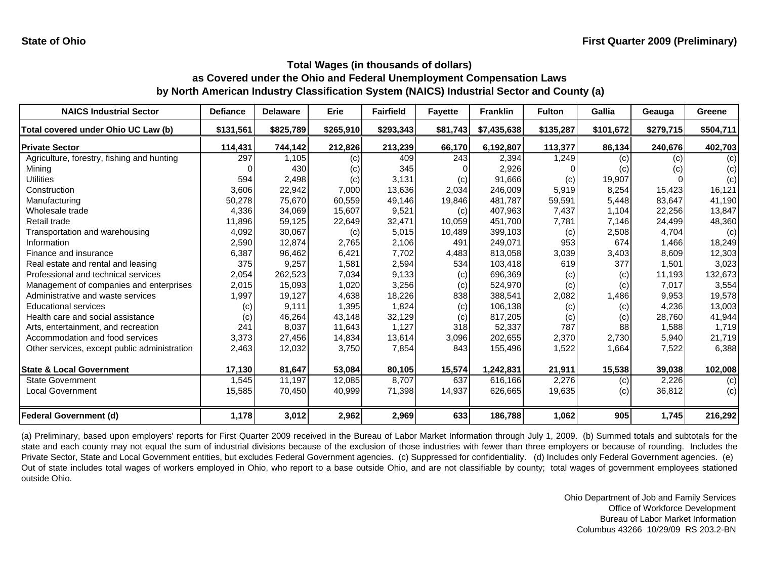State of Ohio | First Quarter 2009 (Preliminary)

## Total Wages (in thousands of dollars) as Covered under the Ohio and Federal Unemployment Compensation Laws by North American Industry Classification System (NAICS) Industrial Sector and County (a)

| NAICS Industrial Sector | Defiance | Delaware | Erie | Fairfield | Fayette | Franklin | Fulton | Gallia | Geauga | Greene |
|---|---|---|---|---|---|---|---|---|---|---|
| Total covered under Ohio UC Law (b) | $131,561 | $825,789 | $265,910 | $293,343 | $81,743 | $7,435,638 | $135,287 | $101,672 | $279,715 | $504,711 |
| **Private Sector** | 114,431 | 744,142 | 212,826 | 213,239 | 66,170 | 6,192,807 | 113,377 | 86,134 | 240,676 | 402,703 |
| Agriculture, forestry, fishing and hunting | 297 | 1,105 | (c) | 409 | 243 | 2,394 | 1,249 | (c) | (c) | (c) |
| Mining | 0 | 430 | (c) | 345 | 0 | 2,926 | 0 | (c) | (c) | (c) |
| Utilities | 594 | 2,498 | (c) | 3,131 | (c) | 91,666 | (c) | 19,907 | 0 | (c) |
| Construction | 3,606 | 22,942 | 7,000 | 13,636 | 2,034 | 246,009 | 5,919 | 8,254 | 15,423 | 16,121 |
| Manufacturing | 50,278 | 75,670 | 60,559 | 49,146 | 19,846 | 481,787 | 59,591 | 5,448 | 83,647 | 41,190 |
| Wholesale trade | 4,336 | 34,069 | 15,607 | 9,521 | (c) | 407,963 | 7,437 | 1,104 | 22,256 | 13,847 |
| Retail trade | 11,896 | 59,125 | 22,649 | 32,471 | 10,059 | 451,700 | 7,781 | 7,146 | 24,499 | 48,360 |
| Transportation and warehousing | 4,092 | 30,067 | (c) | 5,015 | 10,489 | 399,103 | (c) | 2,508 | 4,704 | (c) |
| Information | 2,590 | 12,874 | 2,765 | 2,106 | 491 | 249,071 | 953 | 674 | 1,466 | 18,249 |
| Finance and insurance | 6,387 | 96,462 | 6,421 | 7,702 | 4,483 | 813,058 | 3,039 | 3,403 | 8,609 | 12,303 |
| Real estate and rental and leasing | 375 | 9,257 | 1,581 | 2,594 | 534 | 103,418 | 619 | 377 | 1,501 | 3,023 |
| Professional and technical services | 2,054 | 262,523 | 7,034 | 9,133 | (c) | 696,369 | (c) | (c) | 11,193 | 132,673 |
| Management of companies and enterprises | 2,015 | 15,093 | 1,020 | 3,256 | (c) | 524,970 | (c) | (c) | 7,017 | 3,554 |
| Administrative and waste services | 1,997 | 19,127 | 4,638 | 18,226 | 838 | 388,541 | 2,082 | 1,486 | 9,953 | 19,578 |
| Educational services | (c) | 9,111 | 1,395 | 1,824 | (c) | 106,138 | (c) | (c) | 4,236 | 13,003 |
| Health care and social assistance | (c) | 46,264 | 43,148 | 32,129 | (c) | 817,205 | (c) | (c) | 28,760 | 41,944 |
| Arts, entertainment, and recreation | 241 | 8,037 | 11,643 | 1,127 | 318 | 52,337 | 787 | 88 | 1,588 | 1,719 |
| Accommodation and food services | 3,373 | 27,456 | 14,834 | 13,614 | 3,096 | 202,655 | 2,370 | 2,730 | 5,940 | 21,719 |
| Other services, except public administration | 2,463 | 12,032 | 3,750 | 7,854 | 843 | 155,496 | 1,522 | 1,664 | 7,522 | 6,388 |
| **State & Local Government** | 17,130 | 81,647 | 53,084 | 80,105 | 15,574 | 1,242,831 | 21,911 | 15,538 | 39,038 | 102,008 |
| State Government | 1,545 | 11,197 | 12,085 | 8,707 | 637 | 616,166 | 2,276 | (c) | 2,226 | (c) |
| Local Government | 15,585 | 70,450 | 40,999 | 71,398 | 14,937 | 626,665 | 19,635 | (c) | 36,812 | (c) |
| **Federal Government (d)** | 1,178 | 3,012 | 2,962 | 2,969 | 633 | 186,788 | 1,062 | 905 | 1,745 | 216,292 |

(a) Preliminary, based upon employers' reports for First Quarter 2009 received in the Bureau of Labor Market Information through July 1, 2009. (b) Summed totals and subtotals for the state and each county may not equal the sum of industrial divisions because of the exclusion of those industries with fewer than three employers or because of rounding. Includes the Private Sector, State and Local Government entities, but excludes Federal Government agencies. (c) Suppressed for confidentiality. (d) Includes only Federal Government agencies. (e) Out of state includes total wages of workers employed in Ohio, who report to a base outside Ohio, and are not classifiable by county; total wages of government employees stationed outside Ohio.

Ohio Department of Job and Family Services
Office of Workforce Development
Bureau of Labor Market Information
Columbus 43266 10/29/09 RS 203.2-BN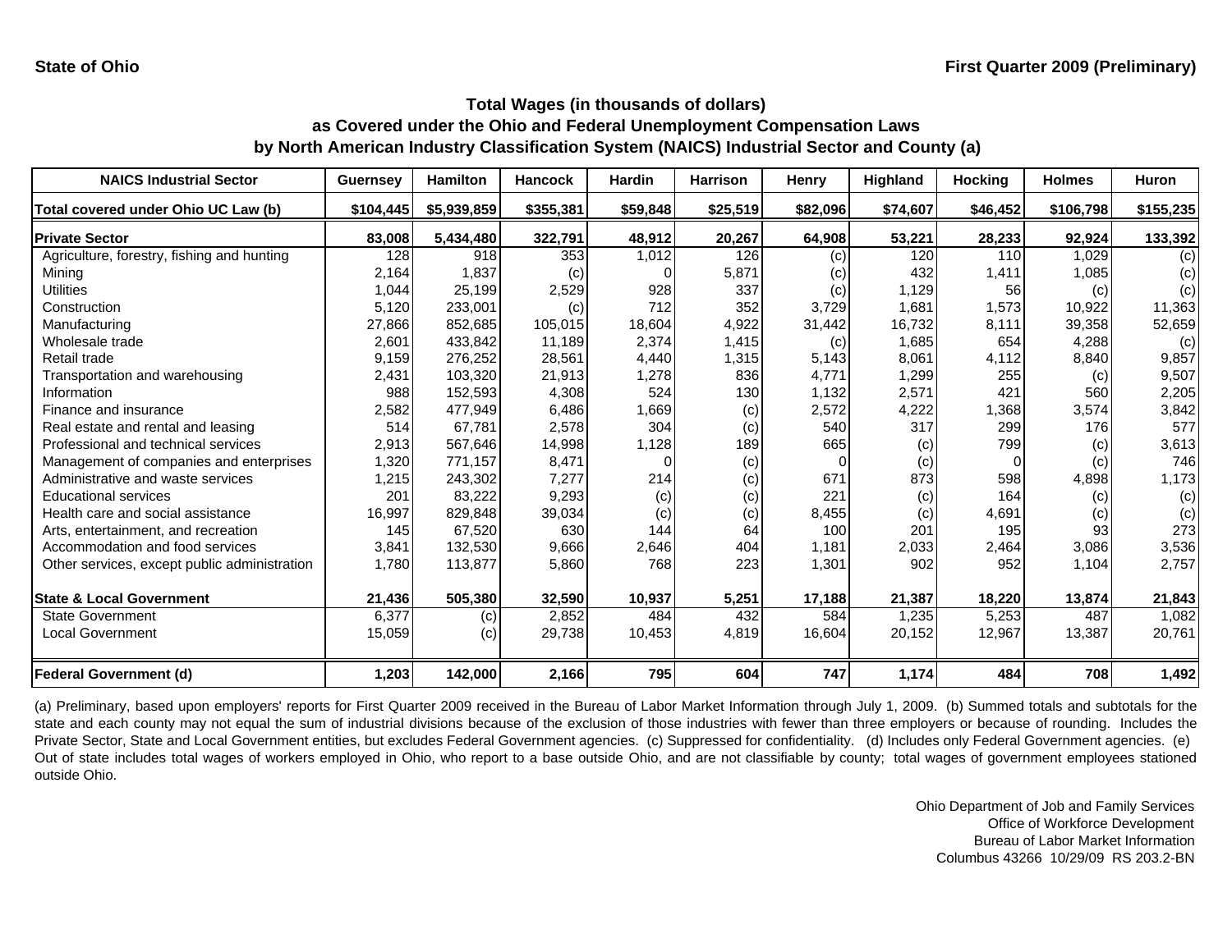State of Ohio

First Quarter 2009 (Preliminary)

## Total Wages (in thousands of dollars) as Covered under the Ohio and Federal Unemployment Compensation Laws by North American Industry Classification System (NAICS) Industrial Sector and County (a)

| NAICS Industrial Sector | Guernsey | Hamilton | Hancock | Hardin | Harrison | Henry | Highland | Hocking | Holmes | Huron |
|---|---|---|---|---|---|---|---|---|---|---|
| **Total covered under Ohio UC Law (b)** | **$104,445** | **$5,939,859** | **$355,381** | **$59,848** | **$25,519** | **$82,096** | **$74,607** | **$46,452** | **$106,798** | **$155,235** |
| **Private Sector** | **83,008** | **5,434,480** | **322,791** | **48,912** | **20,267** | **64,908** | **53,221** | **28,233** | **92,924** | **133,392** |
| Agriculture, forestry, fishing and hunting | 128 | 918 | 353 | 1,012 | 126 | (c) | 120 | 110 | 1,029 | (c) |
| Mining | 2,164 | 1,837 | (c) | 0 | 5,871 | (c) | 432 | 1,411 | 1,085 | (c) |
| Utilities | 1,044 | 25,199 | 2,529 | 928 | 337 | (c) | 1,129 | 56 | (c) | (c) |
| Construction | 5,120 | 233,001 | (c) | 712 | 352 | 3,729 | 1,681 | 1,573 | 10,922 | 11,363 |
| Manufacturing | 27,866 | 852,685 | 105,015 | 18,604 | 4,922 | 31,442 | 16,732 | 8,111 | 39,358 | 52,659 |
| Wholesale trade | 2,601 | 433,842 | 11,189 | 2,374 | 1,415 | (c) | 1,685 | 654 | 4,288 | (c) |
| Retail trade | 9,159 | 276,252 | 28,561 | 4,440 | 1,315 | 5,143 | 8,061 | 4,112 | 8,840 | 9,857 |
| Transportation and warehousing | 2,431 | 103,320 | 21,913 | 1,278 | 836 | 4,771 | 1,299 | 255 | (c) | 9,507 |
| Information | 988 | 152,593 | 4,308 | 524 | 130 | 1,132 | 2,571 | 421 | 560 | 2,205 |
| Finance and insurance | 2,582 | 477,949 | 6,486 | 1,669 | (c) | 2,572 | 4,222 | 1,368 | 3,574 | 3,842 |
| Real estate and rental and leasing | 514 | 67,781 | 2,578 | 304 | (c) | 540 | 317 | 299 | 176 | 577 |
| Professional and technical services | 2,913 | 567,646 | 14,998 | 1,128 | 189 | 665 | (c) | 799 | (c) | 3,613 |
| Management of companies and enterprises | 1,320 | 771,157 | 8,471 | 0 | (c) | 0 | (c) | 0 | (c) | 746 |
| Administrative and waste services | 1,215 | 243,302 | 7,277 | 214 | (c) | 671 | 873 | 598 | 4,898 | 1,173 |
| Educational services | 201 | 83,222 | 9,293 | (c) | (c) | 221 | (c) | 164 | (c) | (c) |
| Health care and social assistance | 16,997 | 829,848 | 39,034 | (c) | (c) | 8,455 | (c) | 4,691 | (c) | (c) |
| Arts, entertainment, and recreation | 145 | 67,520 | 630 | 144 | 64 | 100 | 201 | 195 | 93 | 273 |
| Accommodation and food services | 3,841 | 132,530 | 9,666 | 2,646 | 404 | 1,181 | 2,033 | 2,464 | 3,086 | 3,536 |
| Other services, except public administration | 1,780 | 113,877 | 5,860 | 768 | 223 | 1,301 | 902 | 952 | 1,104 | 2,757 |
| **State & Local Government** | **21,436** | **505,380** | **32,590** | **10,937** | **5,251** | **17,188** | **21,387** | **18,220** | **13,874** | **21,843** |
| State Government | 6,377 | (c) | 2,852 | 484 | 432 | 584 | 1,235 | 5,253 | 487 | 1,082 |
| Local Government | 15,059 | (c) | 29,738 | 10,453 | 4,819 | 16,604 | 20,152 | 12,967 | 13,387 | 20,761 |
| **Federal Government (d)** | **1,203** | **142,000** | **2,166** | **795** | **604** | **747** | **1,174** | **484** | **708** | **1,492** |

(a) Preliminary, based upon employers' reports for First Quarter 2009 received in the Bureau of Labor Market Information through July 1, 2009. (b) Summed totals and subtotals for the state and each county may not equal the sum of industrial divisions because of the exclusion of those industries with fewer than three employers or because of rounding. Includes the Private Sector, State and Local Government entities, but excludes Federal Government agencies. (c) Suppressed for confidentiality. (d) Includes only Federal Government agencies. (e) Out of state includes total wages of workers employed in Ohio, who report to a base outside Ohio, and are not classifiable by county; total wages of government employees stationed outside Ohio.

Ohio Department of Job and Family Services
Office of Workforce Development
Bureau of Labor Market Information
Columbus 43266 10/29/09 RS 203.2-BN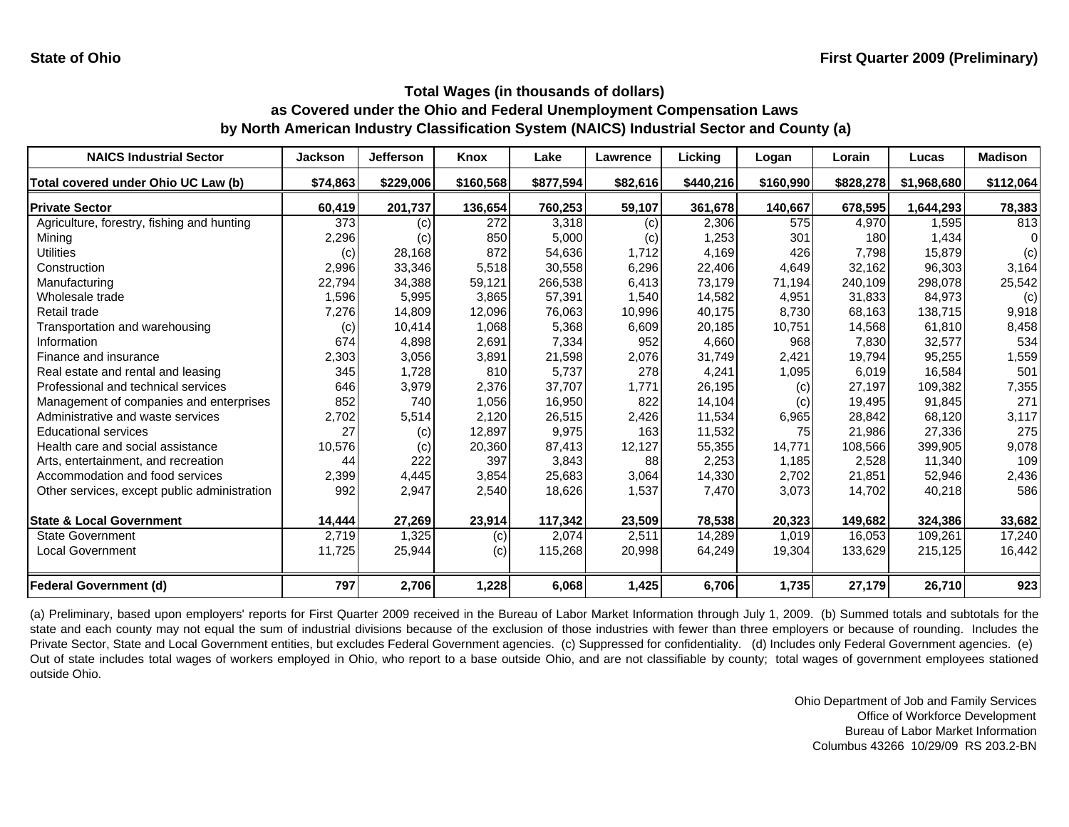State of Ohio

First Quarter 2009 (Preliminary)

## Total Wages (in thousands of dollars) as Covered under the Ohio and Federal Unemployment Compensation Laws by North American Industry Classification System (NAICS) Industrial Sector and County (a)

| NAICS Industrial Sector | Jackson | Jefferson | Knox | Lake | Lawrence | Licking | Logan | Lorain | Lucas | Madison |
|---|---|---|---|---|---|---|---|---|---|---|
| **Total covered under Ohio UC Law (b)** | **$74,863** | **$229,006** | **$160,568** | **$877,594** | **$82,616** | **$440,216** | **$160,990** | **$828,278** | **$1,968,680** | **$112,064** |
| **Private Sector** | **60,419** | **201,737** | **136,654** | **760,253** | **59,107** | **361,678** | **140,667** | **678,595** | **1,644,293** | **78,383** |
| Agriculture, forestry, fishing and hunting | 373 | (c) | 272 | 3,318 | (c) | 2,306 | 575 | 4,970 | 1,595 | 813 |
| Mining | 2,296 | (c) | 850 | 5,000 | (c) | 1,253 | 301 | 180 | 1,434 | 0 |
| Utilities | (c) | 28,168 | 872 | 54,636 | 1,712 | 4,169 | 426 | 7,798 | 15,879 | (c) |
| Construction | 2,996 | 33,346 | 5,518 | 30,558 | 6,296 | 22,406 | 4,649 | 32,162 | 96,303 | 3,164 |
| Manufacturing | 22,794 | 34,388 | 59,121 | 266,538 | 6,413 | 73,179 | 71,194 | 240,109 | 298,078 | 25,542 |
| Wholesale trade | 1,596 | 5,995 | 3,865 | 57,391 | 1,540 | 14,582 | 4,951 | 31,833 | 84,973 | (c) |
| Retail trade | 7,276 | 14,809 | 12,096 | 76,063 | 10,996 | 40,175 | 8,730 | 68,163 | 138,715 | 9,918 |
| Transportation and warehousing | (c) | 10,414 | 1,068 | 5,368 | 6,609 | 20,185 | 10,751 | 14,568 | 61,810 | 8,458 |
| Information | 674 | 4,898 | 2,691 | 7,334 | 952 | 4,660 | 968 | 7,830 | 32,577 | 534 |
| Finance and insurance | 2,303 | 3,056 | 3,891 | 21,598 | 2,076 | 31,749 | 2,421 | 19,794 | 95,255 | 1,559 |
| Real estate and rental and leasing | 345 | 1,728 | 810 | 5,737 | 278 | 4,241 | 1,095 | 6,019 | 16,584 | 501 |
| Professional and technical services | 646 | 3,979 | 2,376 | 37,707 | 1,771 | 26,195 | (c) | 27,197 | 109,382 | 7,355 |
| Management of companies and enterprises | 852 | 740 | 1,056 | 16,950 | 822 | 14,104 | (c) | 19,495 | 91,845 | 271 |
| Administrative and waste services | 2,702 | 5,514 | 2,120 | 26,515 | 2,426 | 11,534 | 6,965 | 28,842 | 68,120 | 3,117 |
| Educational services | 27 | (c) | 12,897 | 9,975 | 163 | 11,532 | 75 | 21,986 | 27,336 | 275 |
| Health care and social assistance | 10,576 | (c) | 20,360 | 87,413 | 12,127 | 55,355 | 14,771 | 108,566 | 399,905 | 9,078 |
| Arts, entertainment, and recreation | 44 | 222 | 397 | 3,843 | 88 | 2,253 | 1,185 | 2,528 | 11,340 | 109 |
| Accommodation and food services | 2,399 | 4,445 | 3,854 | 25,683 | 3,064 | 14,330 | 2,702 | 21,851 | 52,946 | 2,436 |
| Other services, except public administration | 992 | 2,947 | 2,540 | 18,626 | 1,537 | 7,470 | 3,073 | 14,702 | 40,218 | 586 |
| **State & Local Government** | **14,444** | **27,269** | **23,914** | **117,342** | **23,509** | **78,538** | **20,323** | **149,682** | **324,386** | **33,682** |
| State Government | 2,719 | 1,325 | (c) | 2,074 | 2,511 | 14,289 | 1,019 | 16,053 | 109,261 | 17,240 |
| Local Government | 11,725 | 25,944 | (c) | 115,268 | 20,998 | 64,249 | 19,304 | 133,629 | 215,125 | 16,442 |
| **Federal Government (d)** | **797** | **2,706** | **1,228** | **6,068** | **1,425** | **6,706** | **1,735** | **27,179** | **26,710** | **923** |

(a) Preliminary, based upon employers' reports for First Quarter 2009 received in the Bureau of Labor Market Information through July 1, 2009. (b) Summed totals and subtotals for the state and each county may not equal the sum of industrial divisions because of the exclusion of those industries with fewer than three employers or because of rounding. Includes the Private Sector, State and Local Government entities, but excludes Federal Government agencies. (c) Suppressed for confidentiality. (d) Includes only Federal Government agencies. (e) Out of state includes total wages of workers employed in Ohio, who report to a base outside Ohio, and are not classifiable by county; total wages of government employees stationed outside Ohio.

Ohio Department of Job and Family Services
Office of Workforce Development
Bureau of Labor Market Information
Columbus 43266 10/29/09 RS 203.2-BN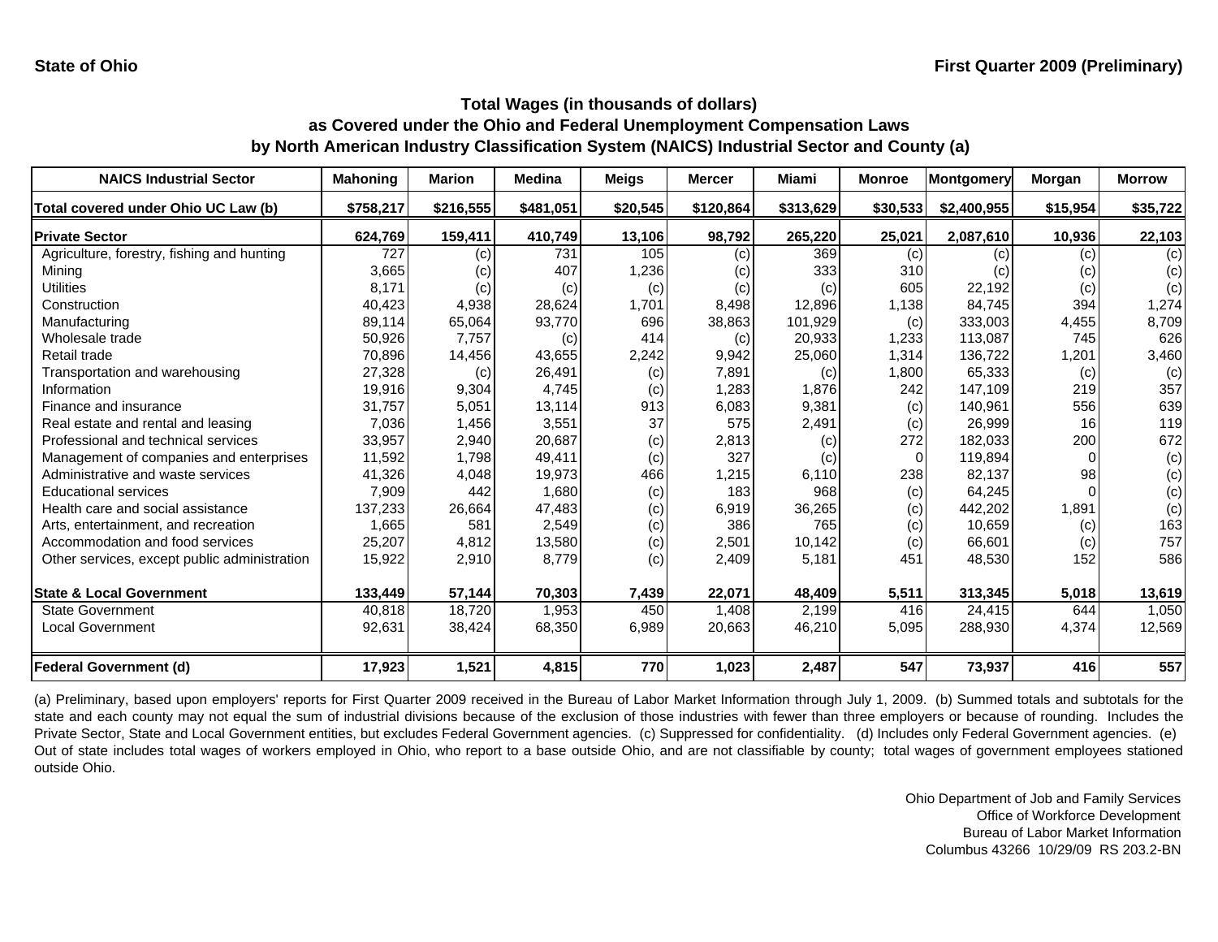State of Ohio

First Quarter 2009 (Preliminary)

## Total Wages (in thousands of dollars) as Covered under the Ohio and Federal Unemployment Compensation Laws by North American Industry Classification System (NAICS) Industrial Sector and County (a)

| NAICS Industrial Sector | Mahoning | Marion | Medina | Meigs | Mercer | Miami | Monroe | Montgomery | Morgan | Morrow |
|---|---|---|---|---|---|---|---|---|---|---|
| Total covered under Ohio UC Law (b) | $758,217 | $216,555 | $481,051 | $20,545 | $120,864 | $313,629 | $30,533 | $2,400,955 | $15,954 | $35,722 |
| **Private Sector** | 624,769 | 159,411 | 410,749 | 13,106 | 98,792 | 265,220 | 25,021 | 2,087,610 | 10,936 | 22,103 |
| Agriculture, forestry, fishing and hunting | 727 | (c) | 731 | 105 | (c) | 369 | (c) | (c) | (c) | (c) |
| Mining | 3,665 | (c) | 407 | 1,236 | (c) | 333 | 310 | (c) | (c) | (c) |
| Utilities | 8,171 | (c) | (c) | (c) | (c) | (c) | 605 | 22,192 | (c) | (c) |
| Construction | 40,423 | 4,938 | 28,624 | 1,701 | 8,498 | 12,896 | 1,138 | 84,745 | 394 | 1,274 |
| Manufacturing | 89,114 | 65,064 | 93,770 | 696 | 38,863 | 101,929 | (c) | 333,003 | 4,455 | 8,709 |
| Wholesale trade | 50,926 | 7,757 | (c) | 414 | (c) | 20,933 | 1,233 | 113,087 | 745 | 626 |
| Retail trade | 70,896 | 14,456 | 43,655 | 2,242 | 9,942 | 25,060 | 1,314 | 136,722 | 1,201 | 3,460 |
| Transportation and warehousing | 27,328 | (c) | 26,491 | (c) | 7,891 | (c) | 1,800 | 65,333 | (c) | (c) |
| Information | 19,916 | 9,304 | 4,745 | (c) | 1,283 | 1,876 | 242 | 147,109 | 219 | 357 |
| Finance and insurance | 31,757 | 5,051 | 13,114 | 913 | 6,083 | 9,381 | (c) | 140,961 | 556 | 639 |
| Real estate and rental and leasing | 7,036 | 1,456 | 3,551 | 37 | 575 | 2,491 | (c) | 26,999 | 16 | 119 |
| Professional and technical services | 33,957 | 2,940 | 20,687 | (c) | 2,813 | (c) | 272 | 182,033 | 200 | 672 |
| Management of companies and enterprises | 11,592 | 1,798 | 49,411 | (c) | 327 | (c) | 0 | 119,894 | 0 | (c) |
| Administrative and waste services | 41,326 | 4,048 | 19,973 | 466 | 1,215 | 6,110 | 238 | 82,137 | 98 | (c) |
| Educational services | 7,909 | 442 | 1,680 | (c) | 183 | 968 | (c) | 64,245 | 0 | (c) |
| Health care and social assistance | 137,233 | 26,664 | 47,483 | (c) | 6,919 | 36,265 | (c) | 442,202 | 1,891 | (c) |
| Arts, entertainment, and recreation | 1,665 | 581 | 2,549 | (c) | 386 | 765 | (c) | 10,659 | (c) | 163 |
| Accommodation and food services | 25,207 | 4,812 | 13,580 | (c) | 2,501 | 10,142 | (c) | 66,601 | (c) | 757 |
| Other services, except public administration | 15,922 | 2,910 | 8,779 | (c) | 2,409 | 5,181 | 451 | 48,530 | 152 | 586 |
| **State & Local Government** | 133,449 | 57,144 | 70,303 | 7,439 | 22,071 | 48,409 | 5,511 | 313,345 | 5,018 | 13,619 |
| State Government | 40,818 | 18,720 | 1,953 | 450 | 1,408 | 2,199 | 416 | 24,415 | 644 | 1,050 |
| Local Government | 92,631 | 38,424 | 68,350 | 6,989 | 20,663 | 46,210 | 5,095 | 288,930 | 4,374 | 12,569 |
| **Federal Government (d)** | 17,923 | 1,521 | 4,815 | 770 | 1,023 | 2,487 | 547 | 73,937 | 416 | 557 |

(a) Preliminary, based upon employers' reports for First Quarter 2009 received in the Bureau of Labor Market Information through July 1, 2009. (b) Summed totals and subtotals for the state and each county may not equal the sum of industrial divisions because of the exclusion of those industries with fewer than three employers or because of rounding. Includes the Private Sector, State and Local Government entities, but excludes Federal Government agencies. (c) Suppressed for confidentiality. (d) Includes only Federal Government agencies. (e) Out of state includes total wages of workers employed in Ohio, who report to a base outside Ohio, and are not classifiable by county; total wages of government employees stationed outside Ohio.

Ohio Department of Job and Family Services
Office of Workforce Development
Bureau of Labor Market Information
Columbus 43266 10/29/09 RS 203.2-BN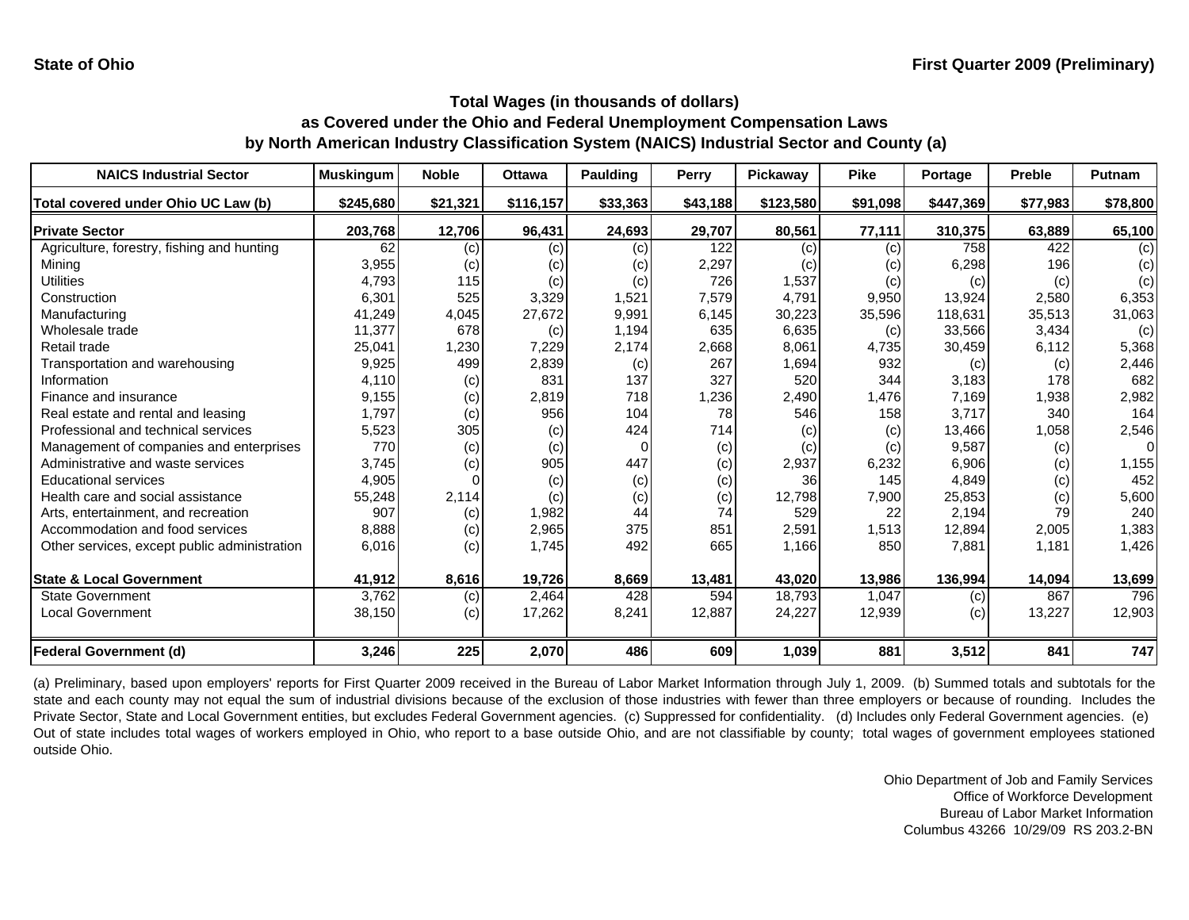State of Ohio

First Quarter 2009 (Preliminary)

## Total Wages (in thousands of dollars) as Covered under the Ohio and Federal Unemployment Compensation Laws by North American Industry Classification System (NAICS) Industrial Sector and County (a)

| NAICS Industrial Sector | Muskingum | Noble | Ottawa | Paulding | Perry | Pickaway | Pike | Portage | Preble | Putnam |
|---|---|---|---|---|---|---|---|---|---|---|
| Total covered under Ohio UC Law (b) | $245,680 | $21,321 | $116,157 | $33,363 | $43,188 | $123,580 | $91,098 | $447,369 | $77,983 | $78,800 |
| **Private Sector** | **203,768** | **12,706** | **96,431** | **24,693** | **29,707** | **80,561** | **77,111** | **310,375** | **63,889** | **65,100** |
| Agriculture, forestry, fishing and hunting | 62 | (c) | (c) | (c) | 122 | (c) | (c) | 758 | 422 | (c) |
| Mining | 3,955 | (c) | (c) | (c) | 2,297 | (c) | (c) | 6,298 | 196 | (c) |
| Utilities | 4,793 | 115 | (c) | (c) | 726 | 1,537 | (c) | (c) | (c) | (c) |
| Construction | 6,301 | 525 | 3,329 | 1,521 | 7,579 | 4,791 | 9,950 | 13,924 | 2,580 | 6,353 |
| Manufacturing | 41,249 | 4,045 | 27,672 | 9,991 | 6,145 | 30,223 | 35,596 | 118,631 | 35,513 | 31,063 |
| Wholesale trade | 11,377 | 678 | (c) | 1,194 | 635 | 6,635 | (c) | 33,566 | 3,434 | (c) |
| Retail trade | 25,041 | 1,230 | 7,229 | 2,174 | 2,668 | 8,061 | 4,735 | 30,459 | 6,112 | 5,368 |
| Transportation and warehousing | 9,925 | 499 | 2,839 | (c) | 267 | 1,694 | 932 | (c) | (c) | 2,446 |
| Information | 4,110 | (c) | 831 | 137 | 327 | 520 | 344 | 3,183 | 178 | 682 |
| Finance and insurance | 9,155 | (c) | 2,819 | 718 | 1,236 | 2,490 | 1,476 | 7,169 | 1,938 | 2,982 |
| Real estate and rental and leasing | 1,797 | (c) | 956 | 104 | 78 | 546 | 158 | 3,717 | 340 | 164 |
| Professional and technical services | 5,523 | 305 | (c) | 424 | 714 | (c) | (c) | 13,466 | 1,058 | 2,546 |
| Management of companies and enterprises | 770 | (c) | (c) | 0 | (c) | (c) | (c) | 9,587 | (c) | 0 |
| Administrative and waste services | 3,745 | (c) | 905 | 447 | (c) | 2,937 | 6,232 | 6,906 | (c) | 1,155 |
| Educational services | 4,905 | 0 | (c) | (c) | (c) | 36 | 145 | 4,849 | (c) | 452 |
| Health care and social assistance | 55,248 | 2,114 | (c) | (c) | (c) | 12,798 | 7,900 | 25,853 | (c) | 5,600 |
| Arts, entertainment, and recreation | 907 | (c) | 1,982 | 44 | 74 | 529 | 22 | 2,194 | 79 | 240 |
| Accommodation and food services | 8,888 | (c) | 2,965 | 375 | 851 | 2,591 | 1,513 | 12,894 | 2,005 | 1,383 |
| Other services, except public administration | 6,016 | (c) | 1,745 | 492 | 665 | 1,166 | 850 | 7,881 | 1,181 | 1,426 |
| **State & Local Government** | **41,912** | **8,616** | **19,726** | **8,669** | **13,481** | **43,020** | **13,986** | **136,994** | **14,094** | **13,699** |
| State Government | 3,762 | (c) | 2,464 | 428 | 594 | 18,793 | 1,047 | (c) | 867 | 796 |
| Local Government | 38,150 | (c) | 17,262 | 8,241 | 12,887 | 24,227 | 12,939 | (c) | 13,227 | 12,903 |
| **Federal Government (d)** | **3,246** | **225** | **2,070** | **486** | **609** | **1,039** | **881** | **3,512** | **841** | **747** |

(a) Preliminary, based upon employers' reports for First Quarter 2009 received in the Bureau of Labor Market Information through July 1, 2009. (b) Summed totals and subtotals for the state and each county may not equal the sum of industrial divisions because of the exclusion of those industries with fewer than three employers or because of rounding. Includes the Private Sector, State and Local Government entities, but excludes Federal Government agencies. (c) Suppressed for confidentiality. (d) Includes only Federal Government agencies. (e) Out of state includes total wages of workers employed in Ohio, who report to a base outside Ohio, and are not classifiable by county; total wages of government employees stationed outside Ohio.

Ohio Department of Job and Family Services
Office of Workforce Development
Bureau of Labor Market Information
Columbus 43266 10/29/09 RS 203.2-BN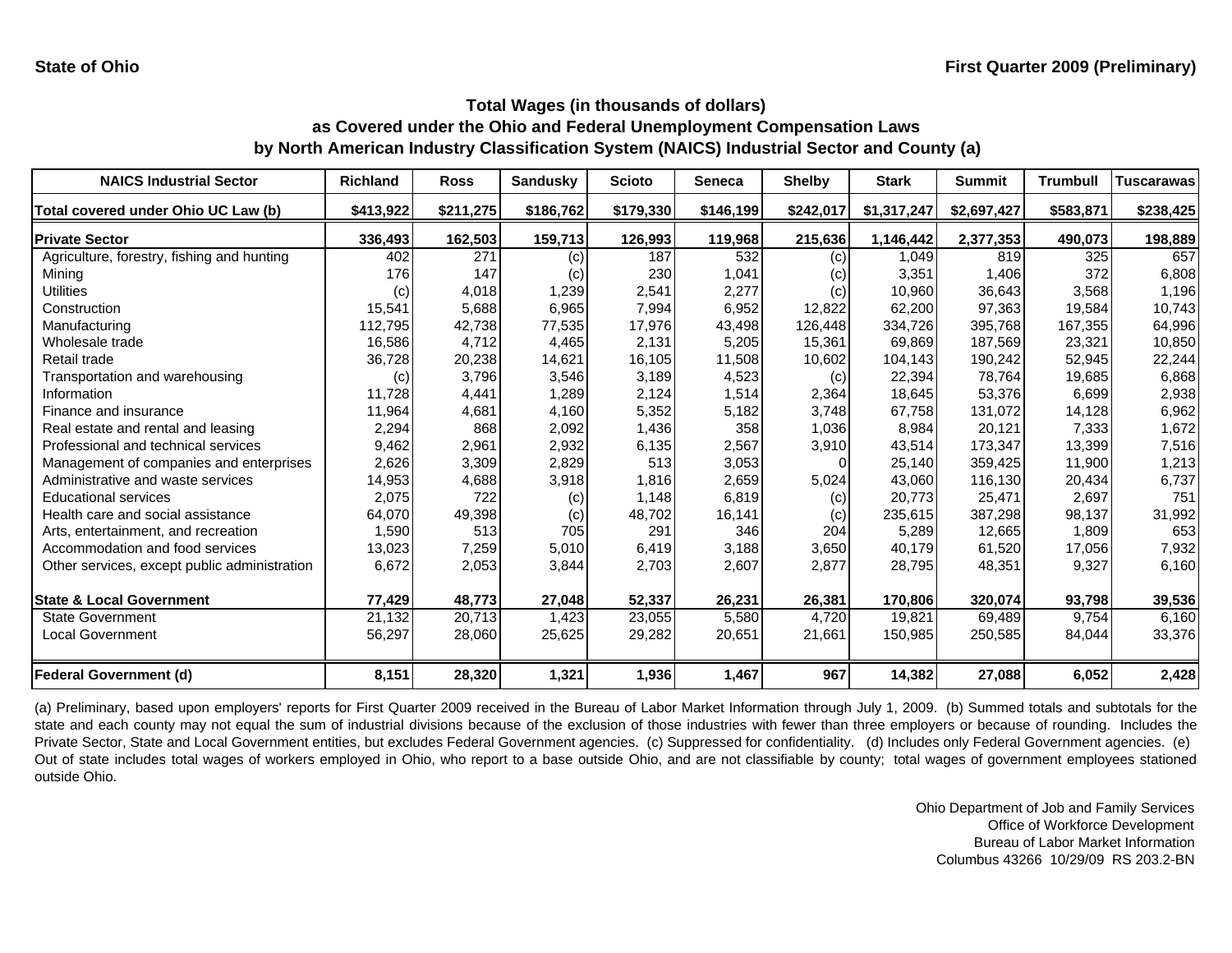State of Ohio

First Quarter 2009 (Preliminary)

## Total Wages (in thousands of dollars)
## as Covered under the Ohio and Federal Unemployment Compensation Laws
## by North American Industry Classification System (NAICS) Industrial Sector and County (a)

| NAICS Industrial Sector | Richland | Ross | Sandusky | Scioto | Seneca | Shelby | Stark | Summit | Trumbull | Tuscarawas |
|---|---|---|---|---|---|---|---|---|---|---|
| Total covered under Ohio UC Law (b) | $413,922 | $211,275 | $186,762 | $179,330 | $146,199 | $242,017 | $1,317,247 | $2,697,427 | $583,871 | $238,425 |
| **Private Sector** | **336,493** | **162,503** | **159,713** | **126,993** | **119,968** | **215,636** | **1,146,442** | **2,377,353** | **490,073** | **198,889** |
| Agriculture, forestry, fishing and hunting | 402 | 271 | (c) | 187 | 532 | (c) | 1,049 | 819 | 325 | 657 |
| Mining | 176 | 147 | (c) | 230 | 1,041 | (c) | 3,351 | 1,406 | 372 | 6,808 |
| Utilities | (c) | 4,018 | 1,239 | 2,541 | 2,277 | (c) | 10,960 | 36,643 | 3,568 | 1,196 |
| Construction | 15,541 | 5,688 | 6,965 | 7,994 | 6,952 | 12,822 | 62,200 | 97,363 | 19,584 | 10,743 |
| Manufacturing | 112,795 | 42,738 | 77,535 | 17,976 | 43,498 | 126,448 | 334,726 | 395,768 | 167,355 | 64,996 |
| Wholesale trade | 16,586 | 4,712 | 4,465 | 2,131 | 5,205 | 15,361 | 69,869 | 187,569 | 23,321 | 10,850 |
| Retail trade | 36,728 | 20,238 | 14,621 | 16,105 | 11,508 | 10,602 | 104,143 | 190,242 | 52,945 | 22,244 |
| Transportation and warehousing | (c) | 3,796 | 3,546 | 3,189 | 4,523 | (c) | 22,394 | 78,764 | 19,685 | 6,868 |
| Information | 11,728 | 4,441 | 1,289 | 2,124 | 1,514 | 2,364 | 18,645 | 53,376 | 6,699 | 2,938 |
| Finance and insurance | 11,964 | 4,681 | 4,160 | 5,352 | 5,182 | 3,748 | 67,758 | 131,072 | 14,128 | 6,962 |
| Real estate and rental and leasing | 2,294 | 868 | 2,092 | 1,436 | 358 | 1,036 | 8,984 | 20,121 | 7,333 | 1,672 |
| Professional and technical services | 9,462 | 2,961 | 2,932 | 6,135 | 2,567 | 3,910 | 43,514 | 173,347 | 13,399 | 7,516 |
| Management of companies and enterprises | 2,626 | 3,309 | 2,829 | 513 | 3,053 | 0 | 25,140 | 359,425 | 11,900 | 1,213 |
| Administrative and waste services | 14,953 | 4,688 | 3,918 | 1,816 | 2,659 | 5,024 | 43,060 | 116,130 | 20,434 | 6,737 |
| Educational services | 2,075 | 722 | (c) | 1,148 | 6,819 | (c) | 20,773 | 25,471 | 2,697 | 751 |
| Health care and social assistance | 64,070 | 49,398 | (c) | 48,702 | 16,141 | (c) | 235,615 | 387,298 | 98,137 | 31,992 |
| Arts, entertainment, and recreation | 1,590 | 513 | 705 | 291 | 346 | 204 | 5,289 | 12,665 | 1,809 | 653 |
| Accommodation and food services | 13,023 | 7,259 | 5,010 | 6,419 | 3,188 | 3,650 | 40,179 | 61,520 | 17,056 | 7,932 |
| Other services, except public administration | 6,672 | 2,053 | 3,844 | 2,703 | 2,607 | 2,877 | 28,795 | 48,351 | 9,327 | 6,160 |
| **State & Local Government** | **77,429** | **48,773** | **27,048** | **52,337** | **26,231** | **26,381** | **170,806** | **320,074** | **93,798** | **39,536** |
| State Government | 21,132 | 20,713 | 1,423 | 23,055 | 5,580 | 4,720 | 19,821 | 69,489 | 9,754 | 6,160 |
| Local Government | 56,297 | 28,060 | 25,625 | 29,282 | 20,651 | 21,661 | 150,985 | 250,585 | 84,044 | 33,376 |
| **Federal Government (d)** | **8,151** | **28,320** | **1,321** | **1,936** | **1,467** | **967** | **14,382** | **27,088** | **6,052** | **2,428** |

(a) Preliminary, based upon employers' reports for First Quarter 2009 received in the Bureau of Labor Market Information through July 1, 2009. (b) Summed totals and subtotals for the state and each county may not equal the sum of industrial divisions because of the exclusion of those industries with fewer than three employers or because of rounding. Includes the Private Sector, State and Local Government entities, but excludes Federal Government agencies. (c) Suppressed for confidentiality. (d) Includes only Federal Government agencies. (e) Out of state includes total wages of workers employed in Ohio, who report to a base outside Ohio, and are not classifiable by county; total wages of government employees stationed outside Ohio.

Ohio Department of Job and Family Services
Office of Workforce Development
Bureau of Labor Market Information
Columbus 43266 10/29/09 RS 203.2-BN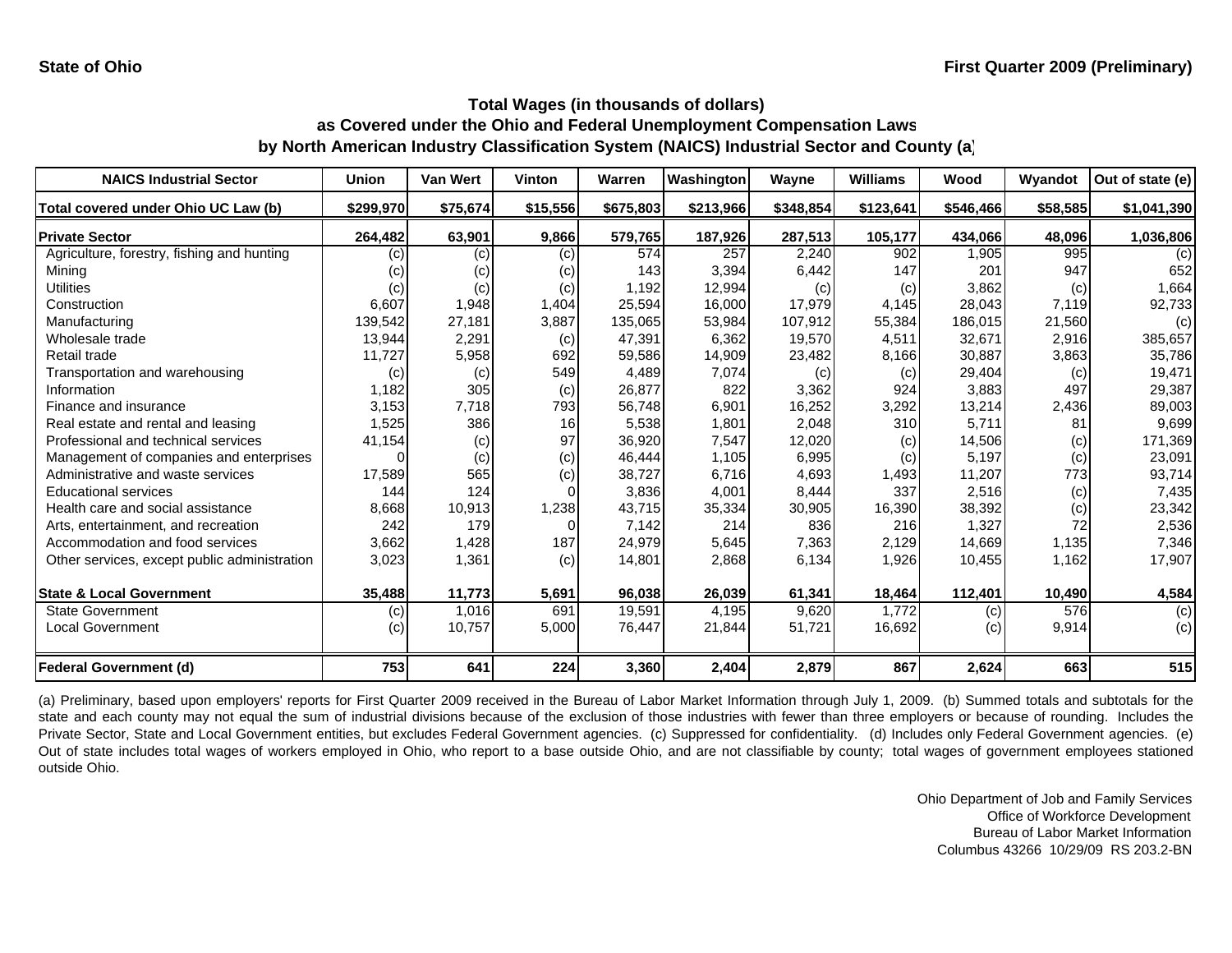State of Ohio

First Quarter 2009 (Preliminary)

## Total Wages (in thousands of dollars)
## as Covered under the Ohio and Federal Unemployment Compensation Laws
## by North American Industry Classification System (NAICS) Industrial Sector and County (a)

| NAICS Industrial Sector | Union | Van Wert | Vinton | Warren | Washington | Wayne | Williams | Wood | Wyandot | Out of state (e) |
|---|---|---|---|---|---|---|---|---|---|---|
| **Total covered under Ohio UC Law (b)** | **$299,970** | **$75,674** | **$15,556** | **$675,803** | **$213,966** | **$348,854** | **$123,641** | **$546,466** | **$58,585** | **$1,041,390** |
| **Private Sector** | **264,482** | **63,901** | **9,866** | **579,765** | **187,926** | **287,513** | **105,177** | **434,066** | **48,096** | **1,036,806** |
| Agriculture, forestry, fishing and hunting | (c) | (c) | (c) | 574 | 257 | 2,240 | 902 | 1,905 | 995 | (c) |
| Mining | (c) | (c) | (c) | 143 | 3,394 | 6,442 | 147 | 201 | 947 | 652 |
| Utilities | (c) | (c) | (c) | 1,192 | 12,994 | (c) | (c) | 3,862 | (c) | 1,664 |
| Construction | 6,607 | 1,948 | 1,404 | 25,594 | 16,000 | 17,979 | 4,145 | 28,043 | 7,119 | 92,733 |
| Manufacturing | 139,542 | 27,181 | 3,887 | 135,065 | 53,984 | 107,912 | 55,384 | 186,015 | 21,560 | (c) |
| Wholesale trade | 13,944 | 2,291 | (c) | 47,391 | 6,362 | 19,570 | 4,511 | 32,671 | 2,916 | 385,657 |
| Retail trade | 11,727 | 5,958 | 692 | 59,586 | 14,909 | 23,482 | 8,166 | 30,887 | 3,863 | 35,786 |
| Transportation and warehousing | (c) | (c) | 549 | 4,489 | 7,074 | (c) | (c) | 29,404 | (c) | 19,471 |
| Information | 1,182 | 305 | (c) | 26,877 | 822 | 3,362 | 924 | 3,883 | 497 | 29,387 |
| Finance and insurance | 3,153 | 7,718 | 793 | 56,748 | 6,901 | 16,252 | 3,292 | 13,214 | 2,436 | 89,003 |
| Real estate and rental and leasing | 1,525 | 386 | 16 | 5,538 | 1,801 | 2,048 | 310 | 5,711 | 81 | 9,699 |
| Professional and technical services | 41,154 | (c) | 97 | 36,920 | 7,547 | 12,020 | (c) | 14,506 | (c) | 171,369 |
| Management of companies and enterprises | 0 | (c) | (c) | 46,444 | 1,105 | 6,995 | (c) | 5,197 | (c) | 23,091 |
| Administrative and waste services | 17,589 | 565 | (c) | 38,727 | 6,716 | 4,693 | 1,493 | 11,207 | 773 | 93,714 |
| Educational services | 144 | 124 | 0 | 3,836 | 4,001 | 8,444 | 337 | 2,516 | (c) | 7,435 |
| Health care and social assistance | 8,668 | 10,913 | 1,238 | 43,715 | 35,334 | 30,905 | 16,390 | 38,392 | (c) | 23,342 |
| Arts, entertainment, and recreation | 242 | 179 | 0 | 7,142 | 214 | 836 | 216 | 1,327 | 72 | 2,536 |
| Accommodation and food services | 3,662 | 1,428 | 187 | 24,979 | 5,645 | 7,363 | 2,129 | 14,669 | 1,135 | 7,346 |
| Other services, except public administration | 3,023 | 1,361 | (c) | 14,801 | 2,868 | 6,134 | 1,926 | 10,455 | 1,162 | 17,907 |
| **State & Local Government** | **35,488** | **11,773** | **5,691** | **96,038** | **26,039** | **61,341** | **18,464** | **112,401** | **10,490** | **4,584** |
| State Government | (c) | 1,016 | 691 | 19,591 | 4,195 | 9,620 | 1,772 | (c) | 576 | (c) |
| Local Government | (c) | 10,757 | 5,000 | 76,447 | 21,844 | 51,721 | 16,692 | (c) | 9,914 | (c) |
| **Federal Government (d)** | **753** | **641** | **224** | **3,360** | **2,404** | **2,879** | **867** | **2,624** | **663** | **515** |

(a) Preliminary, based upon employers' reports for First Quarter 2009 received in the Bureau of Labor Market Information through July 1, 2009. (b) Summed totals and subtotals for the state and each county may not equal the sum of industrial divisions because of the exclusion of those industries with fewer than three employers or because of rounding. Includes the Private Sector, State and Local Government entities, but excludes Federal Government agencies. (c) Suppressed for confidentiality. (d) Includes only Federal Government agencies. (e) Out of state includes total wages of workers employed in Ohio, who report to a base outside Ohio, and are not classifiable by county; total wages of government employees stationed outside Ohio.

Ohio Department of Job and Family Services
Office of Workforce Development
Bureau of Labor Market Information
Columbus 43266 10/29/09 RS 203.2-BN